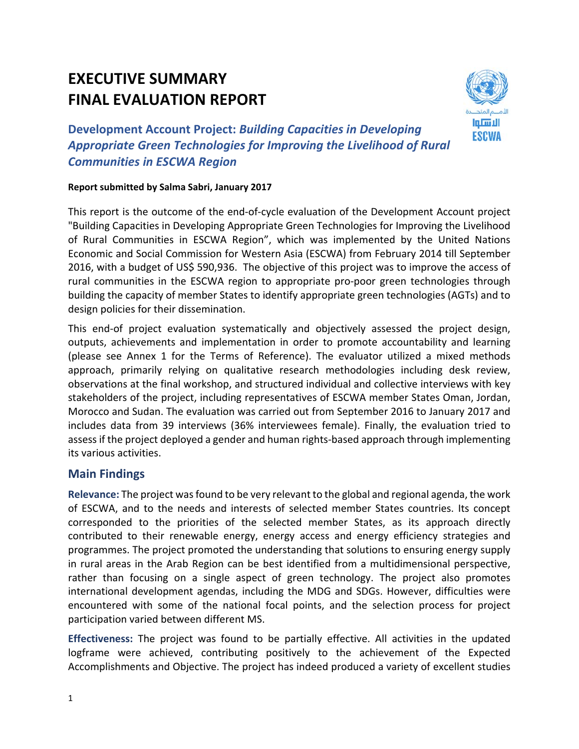# EXECUTIVE SUMMARY
# FINAL EVALUATION REPORT

## Development Account Project: *Building Capacities in Developing Appropriate Green Technologies for Improving the Livelihood of Rural Communities in ESCWA Region*

**Report submitted by Salma Sabri, January 2017**

This report is the outcome of the end-of-cycle evaluation of the Development Account project "Building Capacities in Developing Appropriate Green Technologies for Improving the Livelihood of Rural Communities in ESCWA Region", which was implemented by the United Nations Economic and Social Commission for Western Asia (ESCWA) from February 2014 till September 2016, with a budget of US$ 590,936. The objective of this project was to improve the access of rural communities in the ESCWA region to appropriate pro-poor green technologies through building the capacity of member States to identify appropriate green technologies (AGTs) and to design policies for their dissemination.

This end-of project evaluation systematically and objectively assessed the project design, outputs, achievements and implementation in order to promote accountability and learning (please see Annex 1 for the Terms of Reference). The evaluator utilized a mixed methods approach, primarily relying on qualitative research methodologies including desk review, observations at the final workshop, and structured individual and collective interviews with key stakeholders of the project, including representatives of ESCWA member States Oman, Jordan, Morocco and Sudan. The evaluation was carried out from September 2016 to January 2017 and includes data from 39 interviews (36% interviewees female). Finally, the evaluation tried to assess if the project deployed a gender and human rights-based approach through implementing its various activities.

## Main Findings

**Relevance:** The project was found to be very relevant to the global and regional agenda, the work of ESCWA, and to the needs and interests of selected member States countries. Its concept corresponded to the priorities of the selected member States, as its approach directly contributed to their renewable energy, energy access and energy efficiency strategies and programmes. The project promoted the understanding that solutions to ensuring energy supply in rural areas in the Arab Region can be best identified from a multidimensional perspective, rather than focusing on a single aspect of green technology. The project also promotes international development agendas, including the MDG and SDGs. However, difficulties were encountered with some of the national focal points, and the selection process for project participation varied between different MS.

**Effectiveness:** The project was found to be partially effective. All activities in the updated logframe were achieved, contributing positively to the achievement of the Expected Accomplishments and Objective. The project has indeed produced a variety of excellent studies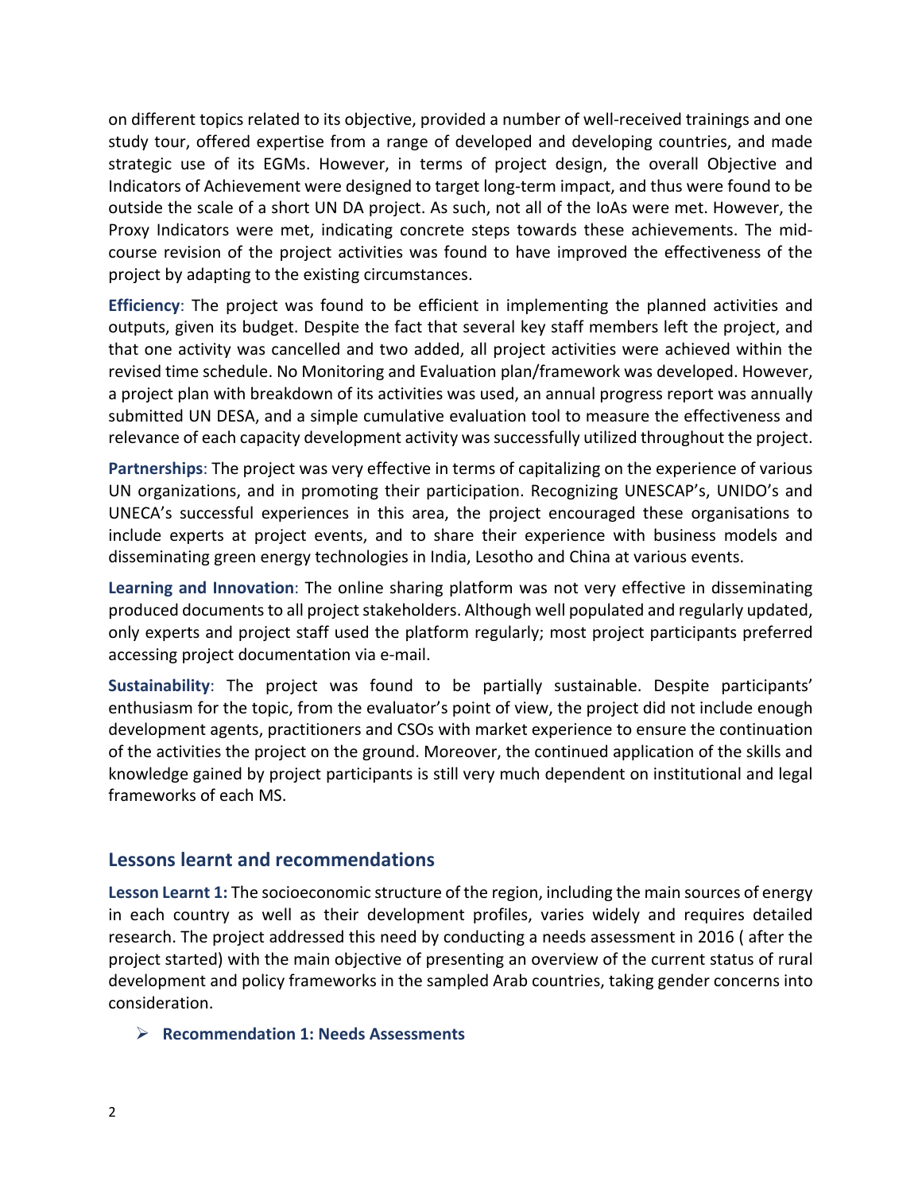on different topics related to its objective, provided a number of well-received trainings and one study tour, offered expertise from a range of developed and developing countries, and made strategic use of its EGMs. However, in terms of project design, the overall Objective and Indicators of Achievement were designed to target long-term impact, and thus were found to be outside the scale of a short UN DA project. As such, not all of the IoAs were met. However, the Proxy Indicators were met, indicating concrete steps towards these achievements. The mid-course revision of the project activities was found to have improved the effectiveness of the project by adapting to the existing circumstances.

**Efficiency**: The project was found to be efficient in implementing the planned activities and outputs, given its budget. Despite the fact that several key staff members left the project, and that one activity was cancelled and two added, all project activities were achieved within the revised time schedule. No Monitoring and Evaluation plan/framework was developed. However, a project plan with breakdown of its activities was used, an annual progress report was annually submitted UN DESA, and a simple cumulative evaluation tool to measure the effectiveness and relevance of each capacity development activity was successfully utilized throughout the project.

**Partnerships**: The project was very effective in terms of capitalizing on the experience of various UN organizations, and in promoting their participation. Recognizing UNESCAP's, UNIDO's and UNECA's successful experiences in this area, the project encouraged these organisations to include experts at project events, and to share their experience with business models and disseminating green energy technologies in India, Lesotho and China at various events.

**Learning and Innovation**: The online sharing platform was not very effective in disseminating produced documents to all project stakeholders. Although well populated and regularly updated, only experts and project staff used the platform regularly; most project participants preferred accessing project documentation via e-mail.

**Sustainability**: The project was found to be partially sustainable. Despite participants' enthusiasm for the topic, from the evaluator's point of view, the project did not include enough development agents, practitioners and CSOs with market experience to ensure the continuation of the activities the project on the ground. Moreover, the continued application of the skills and knowledge gained by project participants is still very much dependent on institutional and legal frameworks of each MS.

## Lessons learnt and recommendations

**Lesson Learnt 1:** The socioeconomic structure of the region, including the main sources of energy in each country as well as their development profiles, varies widely and requires detailed research. The project addressed this need by conducting a needs assessment in 2016 ( after the project started) with the main objective of presenting an overview of the current status of rural development and policy frameworks in the sampled Arab countries, taking gender concerns into consideration.

- **Recommendation 1: Needs Assessments**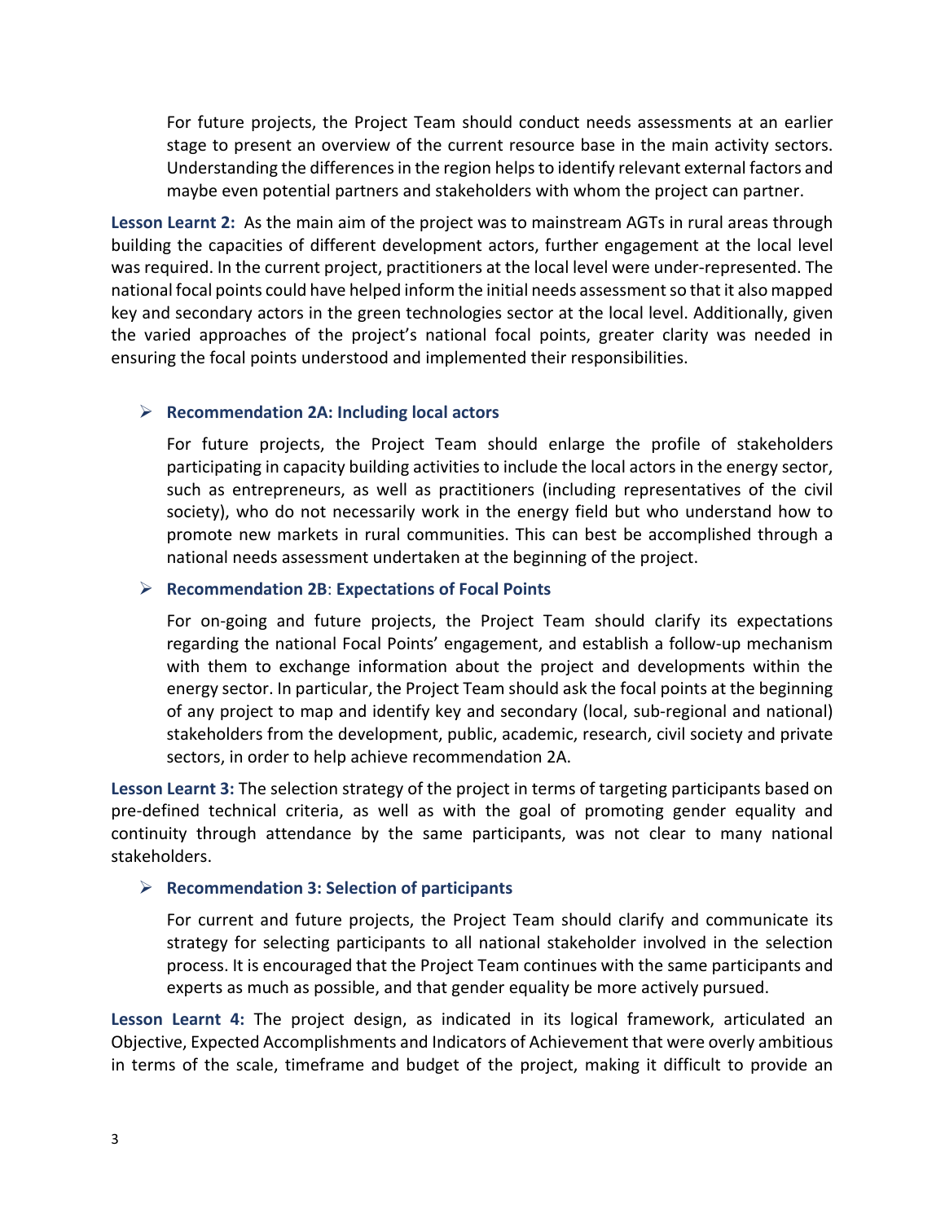For future projects, the Project Team should conduct needs assessments at an earlier stage to present an overview of the current resource base in the main activity sectors. Understanding the differences in the region helps to identify relevant external factors and maybe even potential partners and stakeholders with whom the project can partner.

**Lesson Learnt 2:** As the main aim of the project was to mainstream AGTs in rural areas through building the capacities of different development actors, further engagement at the local level was required. In the current project, practitioners at the local level were under-represented. The national focal points could have helped inform the initial needs assessment so that it also mapped key and secondary actors in the green technologies sector at the local level. Additionally, given the varied approaches of the project's national focal points, greater clarity was needed in ensuring the focal points understood and implemented their responsibilities.

- **Recommendation 2A: Including local actors**

  For future projects, the Project Team should enlarge the profile of stakeholders participating in capacity building activities to include the local actors in the energy sector, such as entrepreneurs, as well as practitioners (including representatives of the civil society), who do not necessarily work in the energy field but who understand how to promote new markets in rural communities. This can best be accomplished through a national needs assessment undertaken at the beginning of the project.

- **Recommendation 2B: Expectations of Focal Points**

  For on-going and future projects, the Project Team should clarify its expectations regarding the national Focal Points' engagement, and establish a follow-up mechanism with them to exchange information about the project and developments within the energy sector. In particular, the Project Team should ask the focal points at the beginning of any project to map and identify key and secondary (local, sub-regional and national) stakeholders from the development, public, academic, research, civil society and private sectors, in order to help achieve recommendation 2A.

**Lesson Learnt 3:** The selection strategy of the project in terms of targeting participants based on pre-defined technical criteria, as well as with the goal of promoting gender equality and continuity through attendance by the same participants, was not clear to many national stakeholders.

- **Recommendation 3: Selection of participants**

  For current and future projects, the Project Team should clarify and communicate its strategy for selecting participants to all national stakeholder involved in the selection process. It is encouraged that the Project Team continues with the same participants and experts as much as possible, and that gender equality be more actively pursued.

**Lesson Learnt 4:** The project design, as indicated in its logical framework, articulated an Objective, Expected Accomplishments and Indicators of Achievement that were overly ambitious in terms of the scale, timeframe and budget of the project, making it difficult to provide an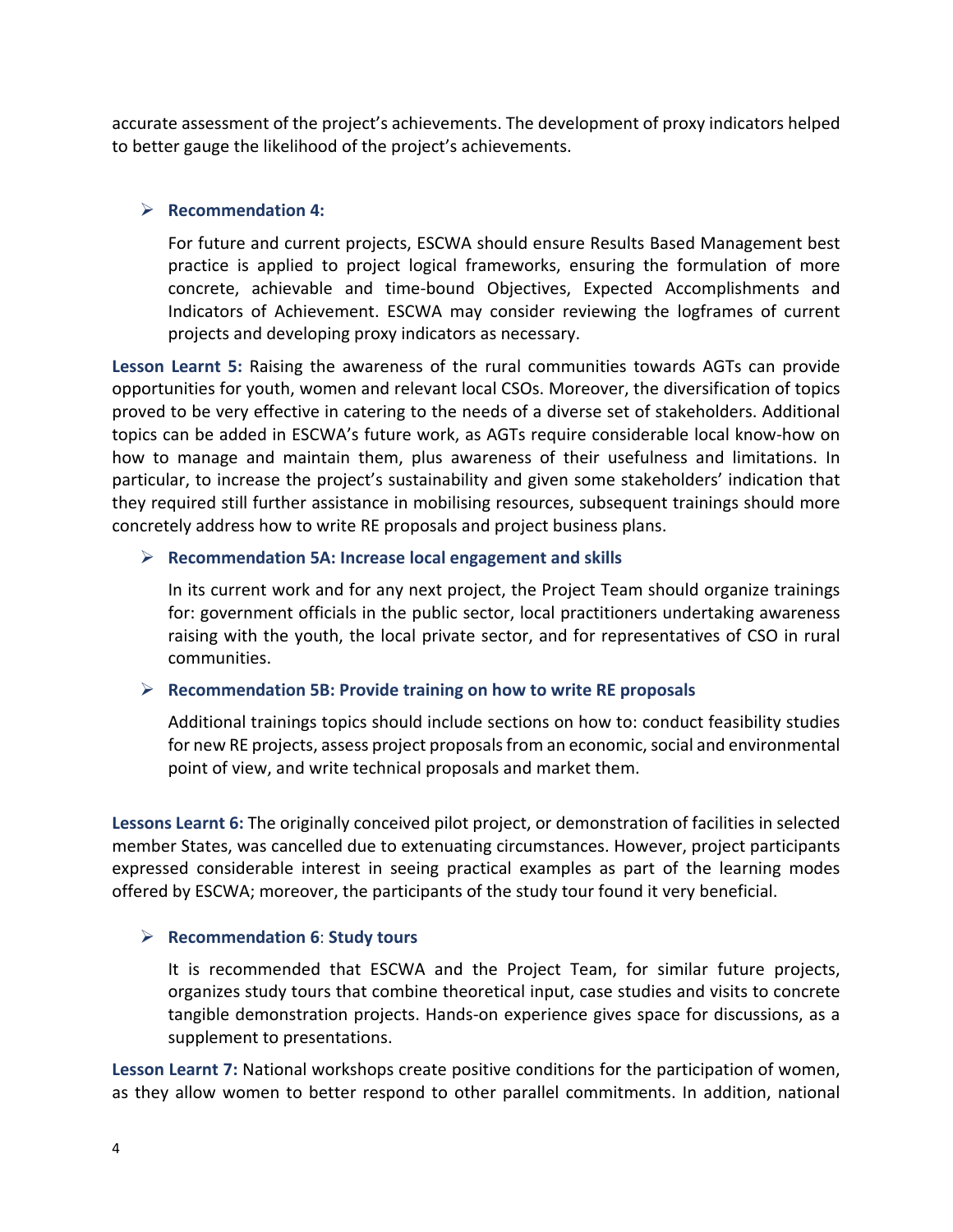accurate assessment of the project's achievements. The development of proxy indicators helped to better gauge the likelihood of the project's achievements.

- **Recommendation 4:**

  For future and current projects, ESCWA should ensure Results Based Management best practice is applied to project logical frameworks, ensuring the formulation of more concrete, achievable and time-bound Objectives, Expected Accomplishments and Indicators of Achievement. ESCWA may consider reviewing the logframes of current projects and developing proxy indicators as necessary.

**Lesson Learnt 5:** Raising the awareness of the rural communities towards AGTs can provide opportunities for youth, women and relevant local CSOs. Moreover, the diversification of topics proved to be very effective in catering to the needs of a diverse set of stakeholders. Additional topics can be added in ESCWA's future work, as AGTs require considerable local know-how on how to manage and maintain them, plus awareness of their usefulness and limitations. In particular, to increase the project's sustainability and given some stakeholders' indication that they required still further assistance in mobilising resources, subsequent trainings should more concretely address how to write RE proposals and project business plans.

- **Recommendation 5A: Increase local engagement and skills**

  In its current work and for any next project, the Project Team should organize trainings for: government officials in the public sector, local practitioners undertaking awareness raising with the youth, the local private sector, and for representatives of CSO in rural communities.

- **Recommendation 5B: Provide training on how to write RE proposals**

  Additional trainings topics should include sections on how to: conduct feasibility studies for new RE projects, assess project proposals from an economic, social and environmental point of view, and write technical proposals and market them.

**Lessons Learnt 6:** The originally conceived pilot project, or demonstration of facilities in selected member States, was cancelled due to extenuating circumstances. However, project participants expressed considerable interest in seeing practical examples as part of the learning modes offered by ESCWA; moreover, the participants of the study tour found it very beneficial.

- **Recommendation 6**: **Study tours**

  It is recommended that ESCWA and the Project Team, for similar future projects, organizes study tours that combine theoretical input, case studies and visits to concrete tangible demonstration projects. Hands-on experience gives space for discussions, as a supplement to presentations.

**Lesson Learnt 7:** National workshops create positive conditions for the participation of women, as they allow women to better respond to other parallel commitments. In addition, national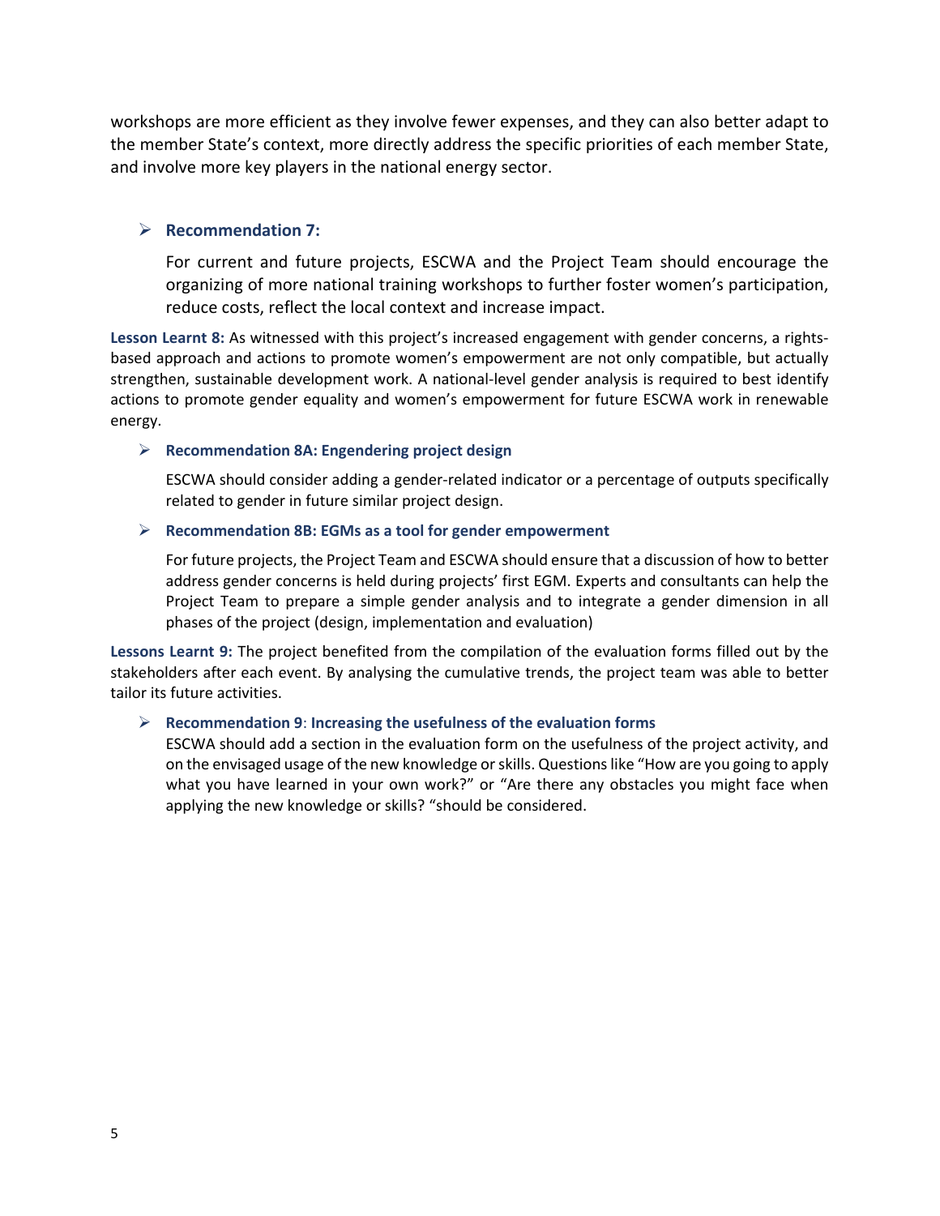workshops are more efficient as they involve fewer expenses, and they can also better adapt to the member State's context, more directly address the specific priorities of each member State, and involve more key players in the national energy sector.

- **Recommendation 7:**

  For current and future projects, ESCWA and the Project Team should encourage the organizing of more national training workshops to further foster women's participation, reduce costs, reflect the local context and increase impact.

**Lesson Learnt 8:** As witnessed with this project's increased engagement with gender concerns, a rights-based approach and actions to promote women's empowerment are not only compatible, but actually strengthen, sustainable development work. A national-level gender analysis is required to best identify actions to promote gender equality and women's empowerment for future ESCWA work in renewable energy.

- **Recommendation 8A: Engendering project design**

  ESCWA should consider adding a gender-related indicator or a percentage of outputs specifically related to gender in future similar project design.

- **Recommendation 8B: EGMs as a tool for gender empowerment**

  For future projects, the Project Team and ESCWA should ensure that a discussion of how to better address gender concerns is held during projects' first EGM. Experts and consultants can help the Project Team to prepare a simple gender analysis and to integrate a gender dimension in all phases of the project (design, implementation and evaluation)

**Lessons Learnt 9:** The project benefited from the compilation of the evaluation forms filled out by the stakeholders after each event. By analysing the cumulative trends, the project team was able to better tailor its future activities.

- **Recommendation 9**: **Increasing the usefulness of the evaluation forms**

  ESCWA should add a section in the evaluation form on the usefulness of the project activity, and on the envisaged usage of the new knowledge or skills. Questions like "How are you going to apply what you have learned in your own work?" or "Are there any obstacles you might face when applying the new knowledge or skills? "should be considered.